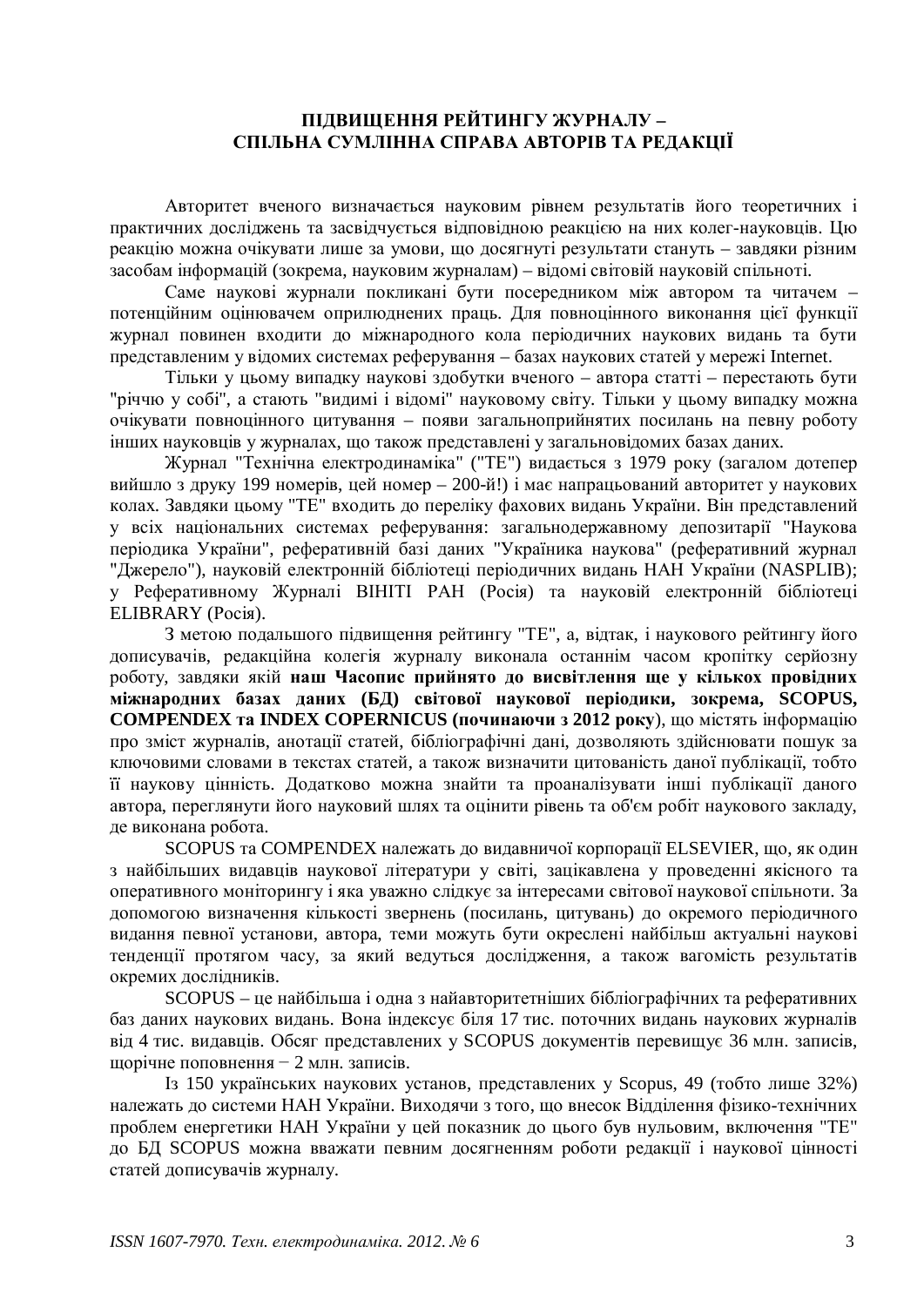# ПІДВИЩЕННЯ РЕЙТИНГУ ЖУРНАЛУ – СПІЛЬНА СУМЛІННА СПРАВА АВТОРІВ ТА РЕДАКЦІЇ

Авторитет вченого визначається науковим рівнем результатів його теоретичних і практичних досліджень та засвідчується відповідною реакцією на них колег-науковців. Цю реакцію можна очікувати лише за умови, що досягнуті результати стануть – завдяки різним засобам інформацій (зокрема, науковим журналам) – відомі світовій науковій спільноті.

Саме наукові журнали покликані бути посередником між автором та читачем – потенційним оцінювачем оприлюднених праць. Для повноцінного виконання цієї функції журнал повинен входити до міжнародного кола періодичних наукових видань та бути представленим у відомих системах реферування – базах наукових статей у мережі Internet.

Тільки у цьому випадку наукові здобутки вченого – автора статті – перестають бути "річчю у собі", а стають "видимі і відомі" науковому світу. Тільки у цьому випадку можна очікувати повноцінного цитування – появи загальноприйнятих посилань на певну роботу інших науковців у журналах, що також представлені у загальновідомих базах даних.

Журнал "Технічна електродинаміка" ("ТЕ") видається з 1979 року (загалом дотепер вийшло з друку 199 номерів, цей номер – 200-й!) і має напрацьований авторитет у наукових колах. Завдяки цьому "ТЕ" входить до переліку фахових видань України. Він представлений у всіх національних системах реферування: загальнодержавному депозитарії "Наукова періодика України", реферативній базі даних "Україника наукова" (реферативний журнал "Джерело"), науковій електронній бібліотеці періодичних видань НАН України (NASPLIB); у Реферативному Журналі ВІНІТІ РАН (Росія) та науковій електронній бібліотеці ELIBRARY (Росія).

З метою подальшого підвищення рейтингу "ТЕ", а, відтак, і наукового рейтингу його дописувачів, редакційна колегія журналу виконала останнім часом кропітку серйозну роботу, завдяки якій **наш Часопис прийнято до висвітлення ще у кількох провідних міжнародних базах даних (БД) світової наукової періодики, зокрема, SCOPUS, COMPENDEX та INDEX COPERNICUS (починаючи з 2012 року)**, що містять інформацію про зміст журналів, анотації статей, бібліографічні дані, дозволяють здійснювати пошук за ключовими словами в текстах статей, а також визначити цитованість даної публікації, тобто її наукову цінність. Додатково можна знайти та проаналізувати інші публікації даного автора, переглянути його науковий шлях та оцінити рівень та об'єм робіт наукового закладу, де виконана робота.

SCOPUS та COMPENDEX належать до видавничої корпорації ELSEVIER, що, як один з найбільших видавців наукової літератури у світі, зацікавлена у проведенні якісного та оперативного моніторингу і яка уважно слідкує за інтересами світової наукової спільноти. За допомогою визначення кількості звернень (посилань, цитувань) до окремого періодичного видання певної установи, автора, теми можуть бути окреслені найбільш актуальні наукові тенденції протягом часу, за який ведуться дослідження, а також вагомість результатів окремих дослідників.

SCOPUS – це найбільша і одна з найавторитетніших бібліографічних та реферативних баз даних наукових видань. Вона індексує біля 17 тис. поточних видань наукових журналів від 4 тис. видавців. Обсяг представлених у SCOPUS документів перевищує 36 млн. записів, щорічне поповнення − 2 млн. записів.

Із 150 українських наукових установ, представлених у Scopus, 49 (тобто лише 32%) належать до системи НАН України. Виходячи з того, що внесок Відділення фізико-технічних проблем енергетики НАН України у цей показник до цього був нульовим, включення "ТЕ" до БД SCOPUS можна вважати певним досягненням роботи редакції і наукової цінності статей дописувачів журналу.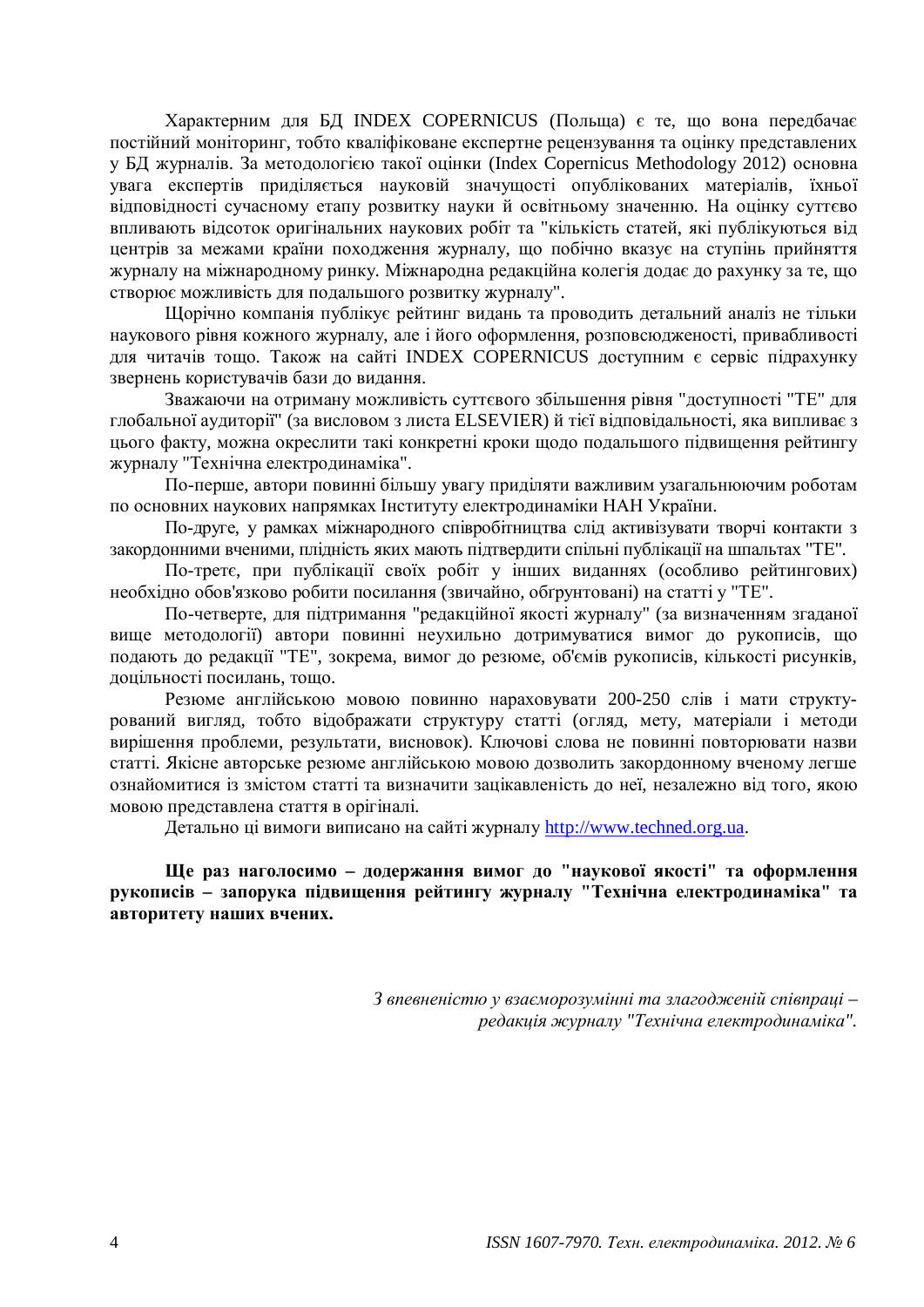Характерним для БД INDEX COPERNICUS (Польща) є те, що вона передбачає постійний моніторинг, тобто кваліфіковане експертне рецензування та оцінку представлених у БД журналів. За методологією такої оцінки (Index Copernicus Methodology 2012) основна увага експертів приділяється науковій значущості опублікованих матеріалів, їхньої відповідності сучасному етапу розвитку науки й освітньому значенню. На оцінку суттєво впливають відсоток оригінальних наукових робіт та "кількість статей, які публікуються від центрів за межами країни походження журналу, що побічно вказує на ступінь прийняття журналу на міжнародному ринку. Міжнародна редакційна колегія додає до рахунку за те, що створює можливість для подальшого розвитку журналу".

Щорічно компанія публікує рейтинг видань та проводить детальний аналіз не тільки наукового рівня кожного журналу, але і його оформлення, розповсюдженості, привабливості для читачів тощо. Також на сайті INDEX COPERNICUS доступним є сервіс підрахунку звернень користувачів бази до видання.

Зважаючи на отриману можливість суттєвого збільшення рівня "доступності "ТЕ" для глобальної аудиторії" (за висловом з листа ELSEVIER) й тієї відповідальності, яка випливає з цього факту, можна окреслити такі конкретні кроки щодо подальшого підвищення рейтингу журналу "Технічна електродинаміка".

По-перше, автори повинні більшу увагу приділяти важливим узагальнюючим роботам по основних наукових напрямках Інституту електродинаміки НАН України.

По-друге, у рамках міжнародного співробітництва слід активізувати творчі контакти з закордонними вченими, плідність яких мають підтвердити спільні публікації на шпальтах "ТЕ".

По-третє, при публікації своїх робіт у інших виданнях (особливо рейтингових) необхідно обов'язково робити посилання (звичайно, обґрунтовані) на статті у "ТЕ".

По-четверте, для підтримання "редакційної якості журналу" (за визначенням згаданої вище методології) автори повинні неухильно дотримуватися вимог до рукописів, що подають до редакції "ТЕ", зокрема, вимог до резюме, об'ємів рукописів, кількості рисунків, доцільності посилань, тощо.

Резюме англійською мовою повинно нараховувати 200-250 слів і мати структурований вигляд, тобто відображати структуру статті (огляд, мету, матеріали і методи вирішення проблеми, результати, висновок). Ключові слова не повинні повторювати назви статті. Якісне авторське резюме англійською мовою дозволить закордонному вченому легше ознайомитися із змістом статті та визначити зацікавленість до неї, незалежно від того, якою мовою представлена стаття в оригіналі.

Детально ці вимоги виписано на сайті журналу http://www.techned.org.ua.

**Ще раз наголосимо – додержання вимог до "наукової якості" та оформлення рукописів – запорука підвищення рейтингу журналу "Технічна електродинаміка" та авторитету наших вчених.**

*З впевненістю у взаєморозумінні та злагодженій співпраці –*
*редакція журналу "Технічна електродинаміка".*